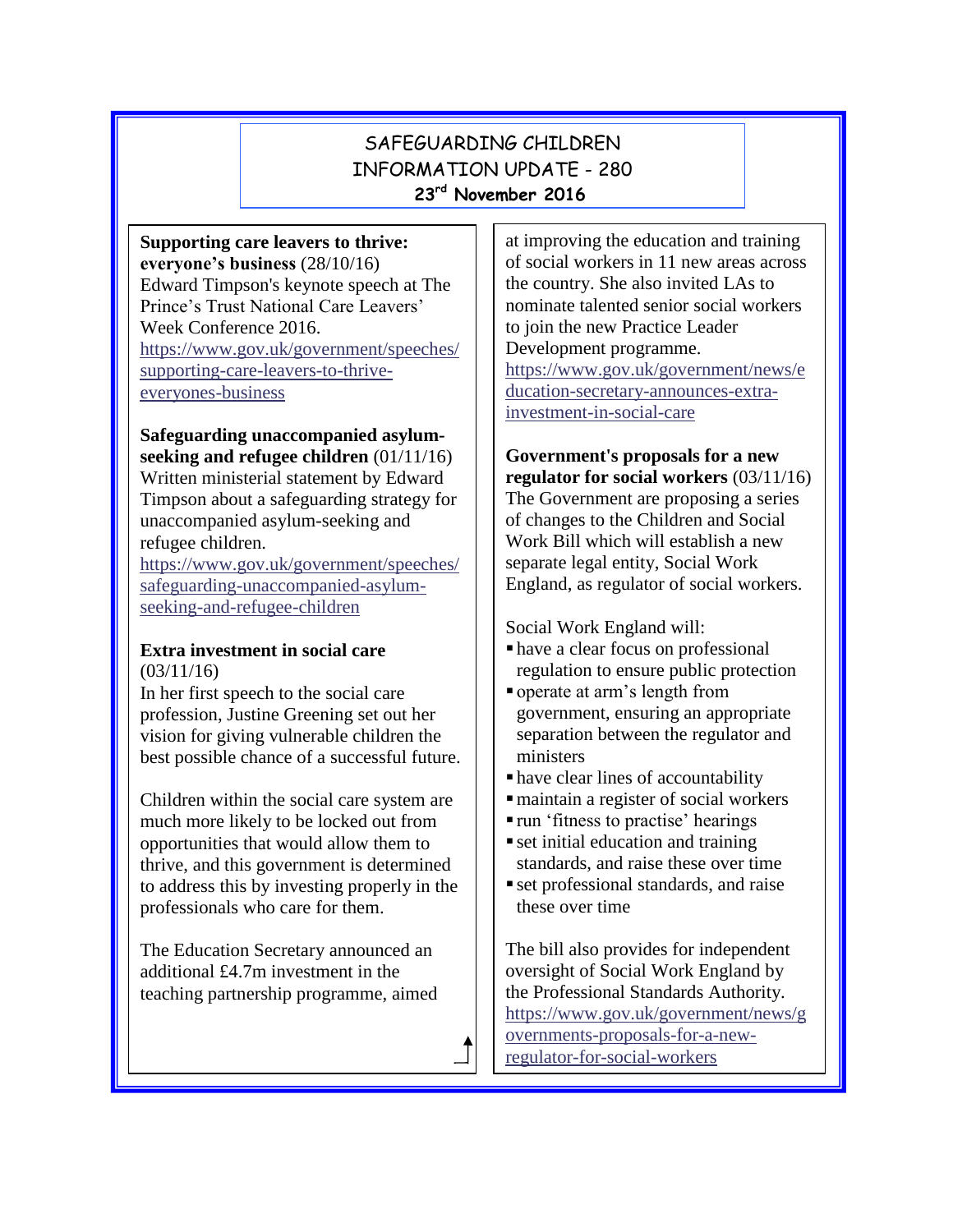# SAFEGUARDING CHILDREN INFORMATION UPDATE - 280

**23rd November 2016**

**Supporting care leavers to thrive: everyone's business** (28/10/16)
Edward Timpson's keynote speech at The Prince's Trust National Care Leavers' Week Conference 2016.
https://www.gov.uk/government/speeches/supporting-care-leavers-to-thrive-everyones-business

**Safeguarding unaccompanied asylum-seeking and refugee children** (01/11/16)
Written ministerial statement by Edward Timpson about a safeguarding strategy for unaccompanied asylum-seeking and refugee children.
https://www.gov.uk/government/speeches/safeguarding-unaccompanied-asylum-seeking-and-refugee-children

**Extra investment in social care** (03/11/16)
In her first speech to the social care profession, Justine Greening set out her vision for giving vulnerable children the best possible chance of a successful future.

Children within the social care system are much more likely to be locked out from opportunities that would allow them to thrive, and this government is determined to address this by investing properly in the professionals who care for them.

The Education Secretary announced an additional £4.7m investment in the teaching partnership programme, aimed at improving the education and training of social workers in 11 new areas across the country. She also invited LAs to nominate talented senior social workers to join the new Practice Leader Development programme.
https://www.gov.uk/government/news/education-secretary-announces-extra-investment-in-social-care

**Government's proposals for a new regulator for social workers** (03/11/16)
The Government are proposing a series of changes to the Children and Social Work Bill which will establish a new separate legal entity, Social Work England, as regulator of social workers.

Social Work England will:

- have a clear focus on professional regulation to ensure public protection
- operate at arm's length from government, ensuring an appropriate separation between the regulator and ministers
- have clear lines of accountability
- maintain a register of social workers
- run 'fitness to practise' hearings
- set initial education and training standards, and raise these over time
- set professional standards, and raise these over time

The bill also provides for independent oversight of Social Work England by the Professional Standards Authority.
https://www.gov.uk/government/news/governments-proposals-for-a-new-regulator-for-social-workers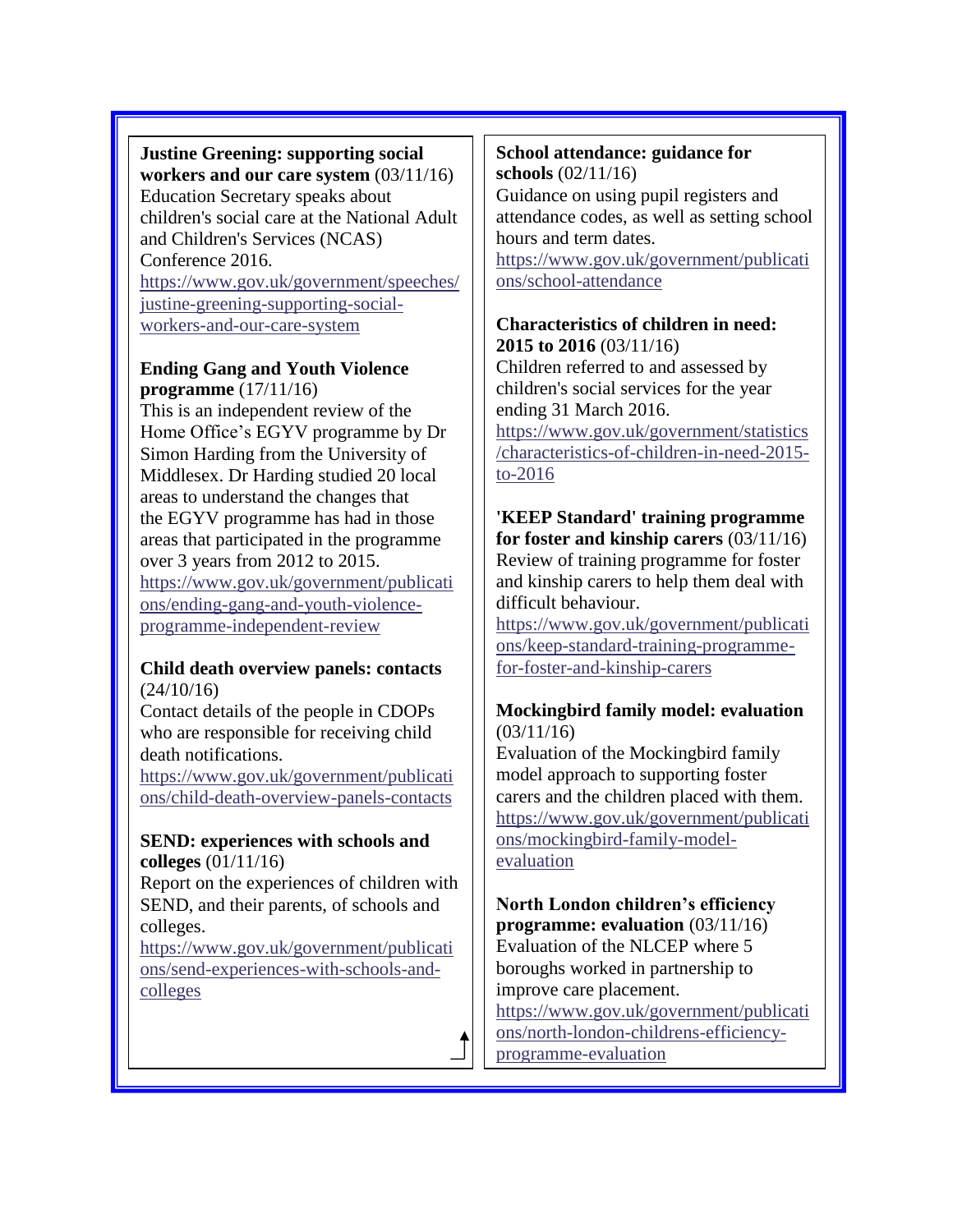**Justine Greening: supporting social workers and our care system** (03/11/16)
Education Secretary speaks about children's social care at the National Adult and Children's Services (NCAS) Conference 2016.
https://www.gov.uk/government/speeches/justine-greening-supporting-social-workers-and-our-care-system

**Ending Gang and Youth Violence programme** (17/11/16)
This is an independent review of the Home Office's EGYV programme by Dr Simon Harding from the University of Middlesex. Dr Harding studied 20 local areas to understand the changes that the EGYV programme has had in those areas that participated in the programme over 3 years from 2012 to 2015.
https://www.gov.uk/government/publications/ending-gang-and-youth-violence-programme-independent-review

**Child death overview panels: contacts** (24/10/16)
Contact details of the people in CDOPs who are responsible for receiving child death notifications.
https://www.gov.uk/government/publications/child-death-overview-panels-contacts

**SEND: experiences with schools and colleges** (01/11/16)
Report on the experiences of children with SEND, and their parents, of schools and colleges.
https://www.gov.uk/government/publications/send-experiences-with-schools-and-colleges

**School attendance: guidance for schools** (02/11/16)
Guidance on using pupil registers and attendance codes, as well as setting school hours and term dates.
https://www.gov.uk/government/publications/school-attendance

**Characteristics of children in need: 2015 to 2016** (03/11/16)
Children referred to and assessed by children's social services for the year ending 31 March 2016.
https://www.gov.uk/government/statistics/characteristics-of-children-in-need-2015-to-2016

**'KEEP Standard' training programme for foster and kinship carers** (03/11/16)
Review of training programme for foster and kinship carers to help them deal with difficult behaviour.
https://www.gov.uk/government/publications/keep-standard-training-programme-for-foster-and-kinship-carers

**Mockingbird family model: evaluation** (03/11/16)
Evaluation of the Mockingbird family model approach to supporting foster carers and the children placed with them.
https://www.gov.uk/government/publications/mockingbird-family-model-evaluation

**North London children's efficiency programme: evaluation** (03/11/16)
Evaluation of the NLCEP where 5 boroughs worked in partnership to improve care placement.
https://www.gov.uk/government/publications/north-london-childrens-efficiency-programme-evaluation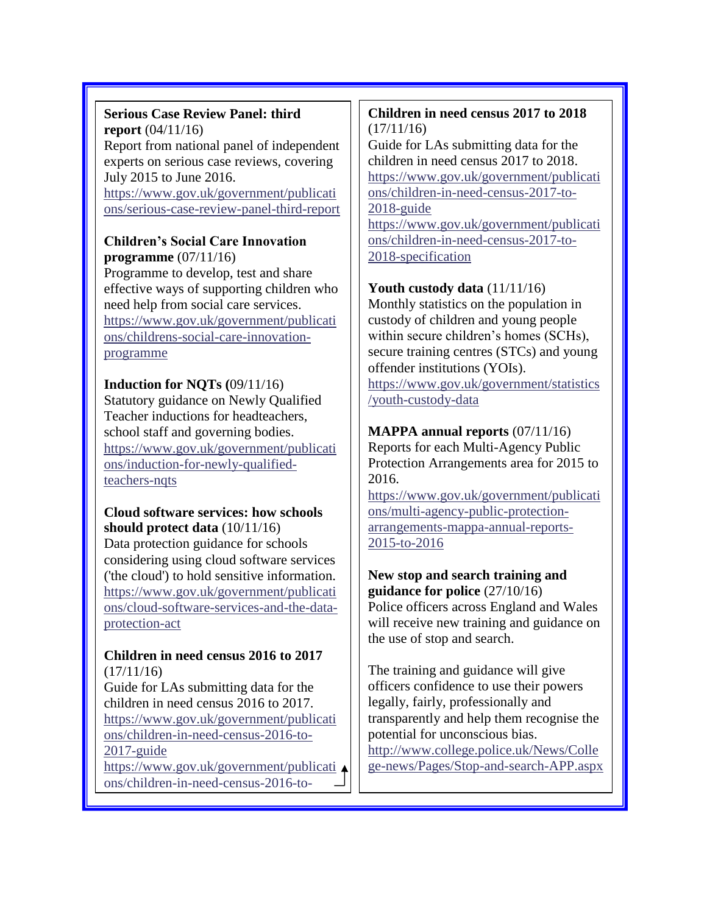**Serious Case Review Panel: third report** (04/11/16)
Report from national panel of independent experts on serious case reviews, covering July 2015 to June 2016.
https://www.gov.uk/government/publications/serious-case-review-panel-third-report

**Children's Social Care Innovation programme** (07/11/16)
Programme to develop, test and share effective ways of supporting children who need help from social care services.
https://www.gov.uk/government/publications/childrens-social-care-innovation-programme

**Induction for NQTs (**09/11/16)
Statutory guidance on Newly Qualified Teacher inductions for headteachers, school staff and governing bodies.
https://www.gov.uk/government/publications/induction-for-newly-qualified-teachers-nqts

**Cloud software services: how schools should protect data** (10/11/16)
Data protection guidance for schools considering using cloud software services ('the cloud') to hold sensitive information.
https://www.gov.uk/government/publications/cloud-software-services-and-the-data-protection-act

**Children in need census 2016 to 2017** (17/11/16)
Guide for LAs submitting data for the children in need census 2016 to 2017.
https://www.gov.uk/government/publications/children-in-need-census-2016-to-2017-guide
https://www.gov.uk/government/publications/children-in-need-census-2016-to-

**Children in need census 2017 to 2018** (17/11/16)
Guide for LAs submitting data for the children in need census 2017 to 2018.
https://www.gov.uk/government/publications/children-in-need-census-2017-to-2018-guide
https://www.gov.uk/government/publications/children-in-need-census-2017-to-2018-specification

**Youth custody data** (11/11/16)
Monthly statistics on the population in custody of children and young people within secure children's homes (SCHs), secure training centres (STCs) and young offender institutions (YOIs).
https://www.gov.uk/government/statistics/youth-custody-data

**MAPPA annual reports** (07/11/16)
Reports for each Multi-Agency Public Protection Arrangements area for 2015 to 2016.
https://www.gov.uk/government/publications/multi-agency-public-protection-arrangements-mappa-annual-reports-2015-to-2016

**New stop and search training and guidance for police** (27/10/16)
Police officers across England and Wales will receive new training and guidance on the use of stop and search.

The training and guidance will give officers confidence to use their powers legally, fairly, professionally and transparently and help them recognise the potential for unconscious bias.
http://www.college.police.uk/News/College-news/Pages/Stop-and-search-APP.aspx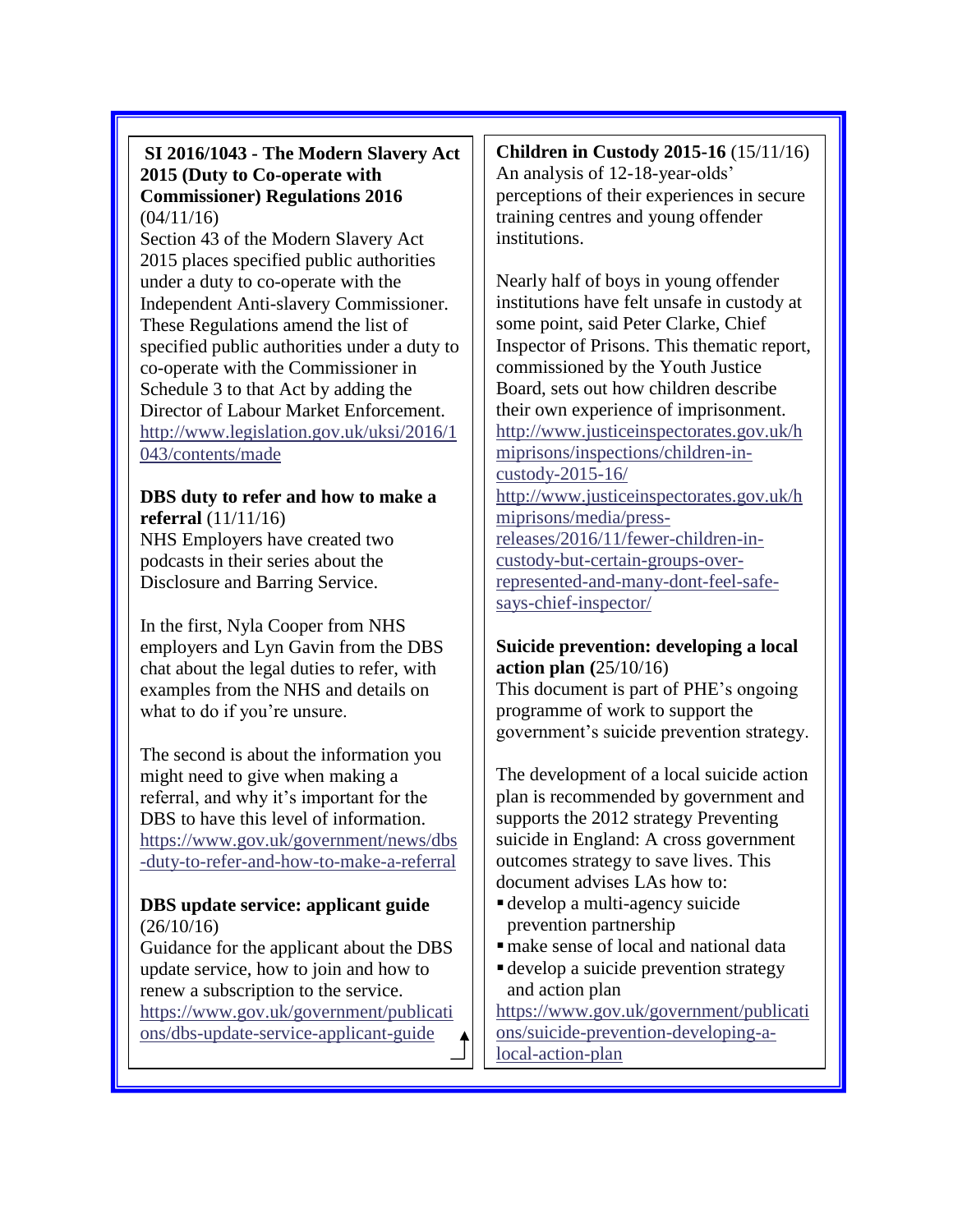**SI 2016/1043 - The Modern Slavery Act 2015 (Duty to Co-operate with Commissioner) Regulations 2016** (04/11/16)

Section 43 of the Modern Slavery Act 2015 places specified public authorities under a duty to co-operate with the Independent Anti-slavery Commissioner. These Regulations amend the list of specified public authorities under a duty to co-operate with the Commissioner in Schedule 3 to that Act by adding the Director of Labour Market Enforcement.
http://www.legislation.gov.uk/uksi/2016/1043/contents/made

**DBS duty to refer and how to make a referral** (11/11/16)

NHS Employers have created two podcasts in their series about the Disclosure and Barring Service.

In the first, Nyla Cooper from NHS employers and Lyn Gavin from the DBS chat about the legal duties to refer, with examples from the NHS and details on what to do if you're unsure.

The second is about the information you might need to give when making a referral, and why it's important for the DBS to have this level of information.
https://www.gov.uk/government/news/dbs-duty-to-refer-and-how-to-make-a-referral

**DBS update service: applicant guide** (26/10/16)

Guidance for the applicant about the DBS update service, how to join and how to renew a subscription to the service.
https://www.gov.uk/government/publications/dbs-update-service-applicant-guide

**Children in Custody 2015-16** (15/11/16)

An analysis of 12-18-year-olds' perceptions of their experiences in secure training centres and young offender institutions.

Nearly half of boys in young offender institutions have felt unsafe in custody at some point, said Peter Clarke, Chief Inspector of Prisons. This thematic report, commissioned by the Youth Justice Board, sets out how children describe their own experience of imprisonment.
http://www.justiceinspectorates.gov.uk/hmiprisons/inspections/children-in-custody-2015-16/
http://www.justiceinspectorates.gov.uk/hmiprisons/media/press-releases/2016/11/fewer-children-in-custody-but-certain-groups-over-represented-and-many-dont-feel-safe-says-chief-inspector/

**Suicide prevention: developing a local action plan (**25/10/16)

This document is part of PHE's ongoing programme of work to support the government's suicide prevention strategy.

The development of a local suicide action plan is recommended by government and supports the 2012 strategy Preventing suicide in England: A cross government outcomes strategy to save lives. This document advises LAs how to:

- develop a multi-agency suicide prevention partnership
- make sense of local and national data
- develop a suicide prevention strategy and action plan

https://www.gov.uk/government/publications/suicide-prevention-developing-a-local-action-plan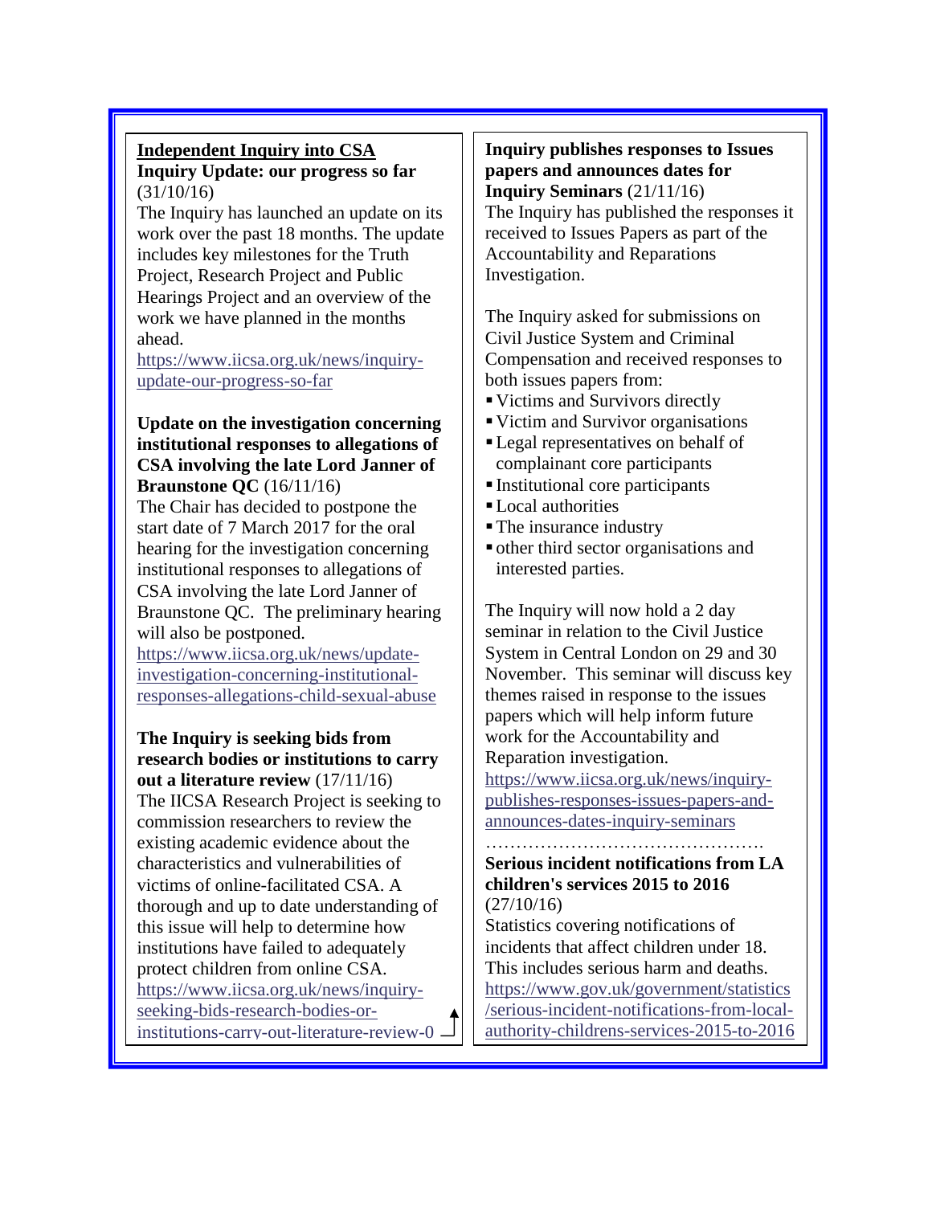## Independent Inquiry into CSA

**Inquiry Update: our progress so far** (31/10/16)

The Inquiry has launched an update on its work over the past 18 months. The update includes key milestones for the Truth Project, Research Project and Public Hearings Project and an overview of the work we have planned in the months ahead.

https://www.iicsa.org.uk/news/inquiry-update-our-progress-so-far

**Update on the investigation concerning institutional responses to allegations of CSA involving the late Lord Janner of Braunstone QC** (16/11/16)

The Chair has decided to postpone the start date of 7 March 2017 for the oral hearing for the investigation concerning institutional responses to allegations of CSA involving the late Lord Janner of Braunstone QC. The preliminary hearing will also be postponed.

https://www.iicsa.org.uk/news/update-investigation-concerning-institutional-responses-allegations-child-sexual-abuse

**The Inquiry is seeking bids from research bodies or institutions to carry out a literature review** (17/11/16)

The IICSA Research Project is seeking to commission researchers to review the existing academic evidence about the characteristics and vulnerabilities of victims of online-facilitated CSA. A thorough and up to date understanding of this issue will help to determine how institutions have failed to adequately protect children from online CSA.

https://www.iicsa.org.uk/news/inquiry-seeking-bids-research-bodies-or-institutions-carry-out-literature-review-0

**Inquiry publishes responses to Issues papers and announces dates for Inquiry Seminars** (21/11/16)

The Inquiry has published the responses it received to Issues Papers as part of the Accountability and Reparations Investigation.

The Inquiry asked for submissions on Civil Justice System and Criminal Compensation and received responses to both issues papers from:

- Victims and Survivors directly
- Victim and Survivor organisations
- Legal representatives on behalf of complainant core participants
- Institutional core participants
- Local authorities
- The insurance industry
- other third sector organisations and interested parties.

The Inquiry will now hold a 2 day seminar in relation to the Civil Justice System in Central London on 29 and 30 November. This seminar will discuss key themes raised in response to the issues papers which will help inform future work for the Accountability and Reparation investigation.

https://www.iicsa.org.uk/news/inquiry-publishes-responses-issues-papers-and-announces-dates-inquiry-seminars

……………………………………….

**Serious incident notifications from LA children's services 2015 to 2016** (27/10/16)

Statistics covering notifications of incidents that affect children under 18. This includes serious harm and deaths.

https://www.gov.uk/government/statistics/serious-incident-notifications-from-local-authority-childrens-services-2015-to-2016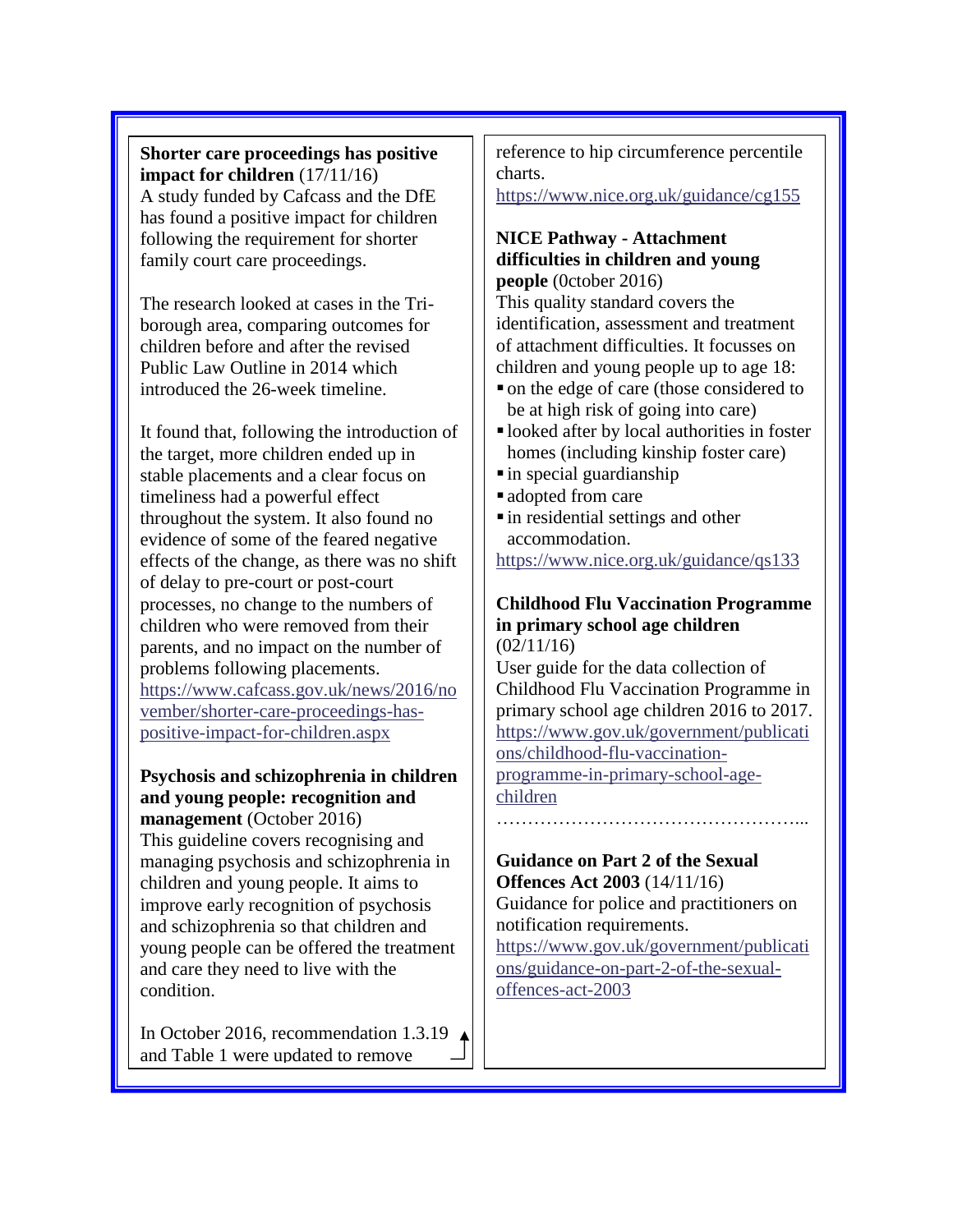**Shorter care proceedings has positive impact for children** (17/11/16)
A study funded by Cafcass and the DfE has found a positive impact for children following the requirement for shorter family court care proceedings.

The research looked at cases in the Tri-borough area, comparing outcomes for children before and after the revised Public Law Outline in 2014 which introduced the 26-week timeline.

It found that, following the introduction of the target, more children ended up in stable placements and a clear focus on timeliness had a powerful effect throughout the system. It also found no evidence of some of the feared negative effects of the change, as there was no shift of delay to pre-court or post-court processes, no change to the numbers of children who were removed from their parents, and no impact on the number of problems following placements.
https://www.cafcass.gov.uk/news/2016/november/shorter-care-proceedings-has-positive-impact-for-children.aspx

**Psychosis and schizophrenia in children and young people: recognition and management** (October 2016)
This guideline covers recognising and managing psychosis and schizophrenia in children and young people. It aims to improve early recognition of psychosis and schizophrenia so that children and young people can be offered the treatment and care they need to live with the condition.

In October 2016, recommendation 1.3.19 and Table 1 were updated to remove reference to hip circumference percentile charts.
https://www.nice.org.uk/guidance/cg155

**NICE Pathway - Attachment difficulties in children and young people** (0ctober 2016)
This quality standard covers the identification, assessment and treatment of attachment difficulties. It focusses on children and young people up to age 18:

- on the edge of care (those considered to be at high risk of going into care)
- looked after by local authorities in foster homes (including kinship foster care)
- in special guardianship
- adopted from care
- in residential settings and other accommodation.

https://www.nice.org.uk/guidance/qs133

**Childhood Flu Vaccination Programme in primary school age children** (02/11/16)
User guide for the data collection of Childhood Flu Vaccination Programme in primary school age children 2016 to 2017.
https://www.gov.uk/government/publications/childhood-flu-vaccination-programme-in-primary-school-age-children

…………………………………………...

**Guidance on Part 2 of the Sexual Offences Act 2003** (14/11/16)
Guidance for police and practitioners on notification requirements.
https://www.gov.uk/government/publications/guidance-on-part-2-of-the-sexual-offences-act-2003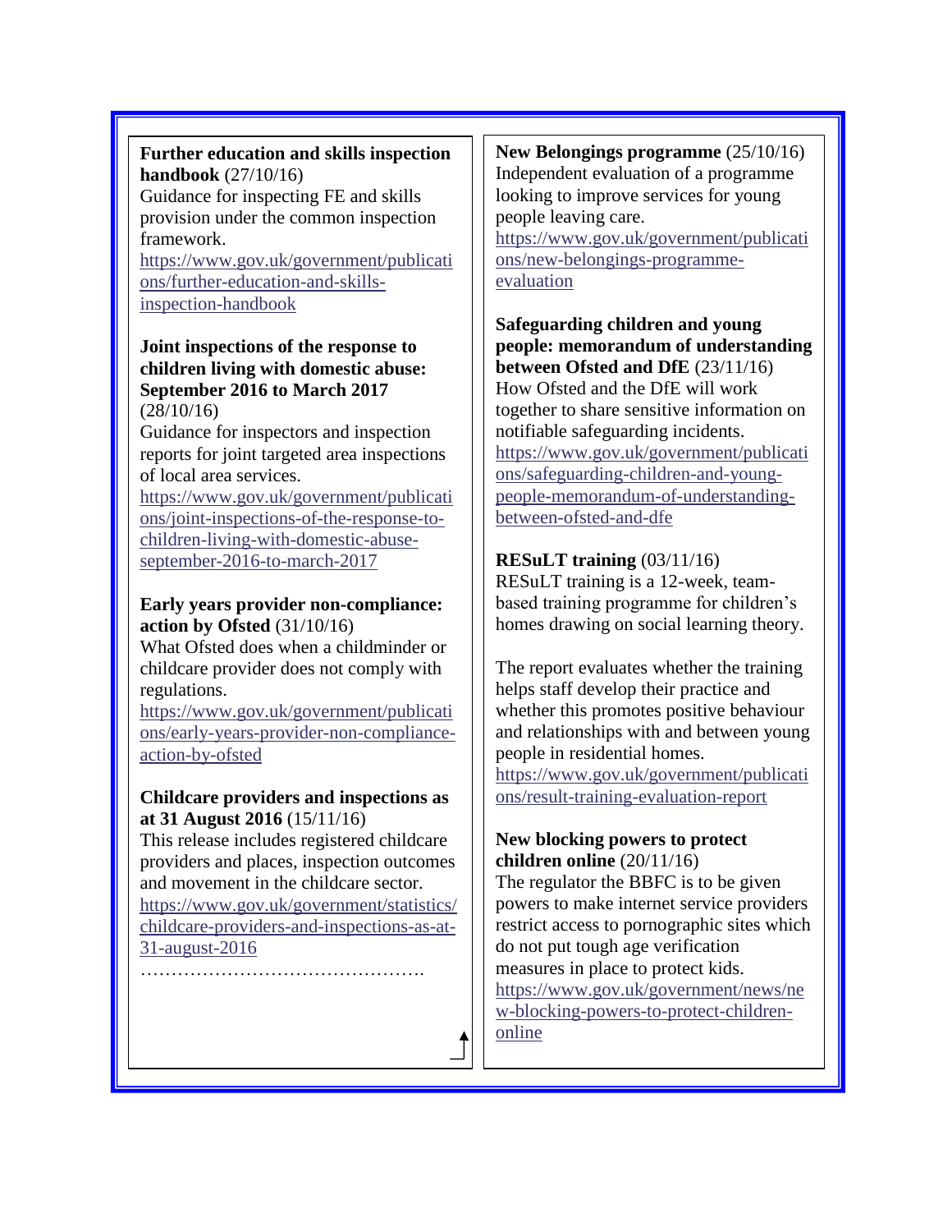**Further education and skills inspection handbook** (27/10/16)

Guidance for inspecting FE and skills provision under the common inspection framework.

https://www.gov.uk/government/publications/further-education-and-skills-inspection-handbook

**Joint inspections of the response to children living with domestic abuse: September 2016 to March 2017** (28/10/16)

Guidance for inspectors and inspection reports for joint targeted area inspections of local area services.

https://www.gov.uk/government/publications/joint-inspections-of-the-response-to-children-living-with-domestic-abuse-september-2016-to-march-2017

**Early years provider non-compliance: action by Ofsted** (31/10/16)

What Ofsted does when a childminder or childcare provider does not comply with regulations.

https://www.gov.uk/government/publications/early-years-provider-non-compliance-action-by-ofsted

**Childcare providers and inspections as at 31 August 2016** (15/11/16)

This release includes registered childcare providers and places, inspection outcomes and movement in the childcare sector.

https://www.gov.uk/government/statistics/childcare-providers-and-inspections-as-at-31-august-2016

……………………………………….

**New Belongings programme** (25/10/16)

Independent evaluation of a programme looking to improve services for young people leaving care.

https://www.gov.uk/government/publications/new-belongings-programme-evaluation

**Safeguarding children and young people: memorandum of understanding between Ofsted and DfE** (23/11/16)

How Ofsted and the DfE will work together to share sensitive information on notifiable safeguarding incidents.

https://www.gov.uk/government/publications/safeguarding-children-and-young-people-memorandum-of-understanding-between-ofsted-and-dfe

**RESuLT training** (03/11/16)

RESuLT training is a 12-week, team-based training programme for children's homes drawing on social learning theory.

The report evaluates whether the training helps staff develop their practice and whether this promotes positive behaviour and relationships with and between young people in residential homes.

https://www.gov.uk/government/publications/result-training-evaluation-report

**New blocking powers to protect children online** (20/11/16)

The regulator the BBFC is to be given powers to make internet service providers restrict access to pornographic sites which do not put tough age verification measures in place to protect kids.

https://www.gov.uk/government/news/new-blocking-powers-to-protect-children-online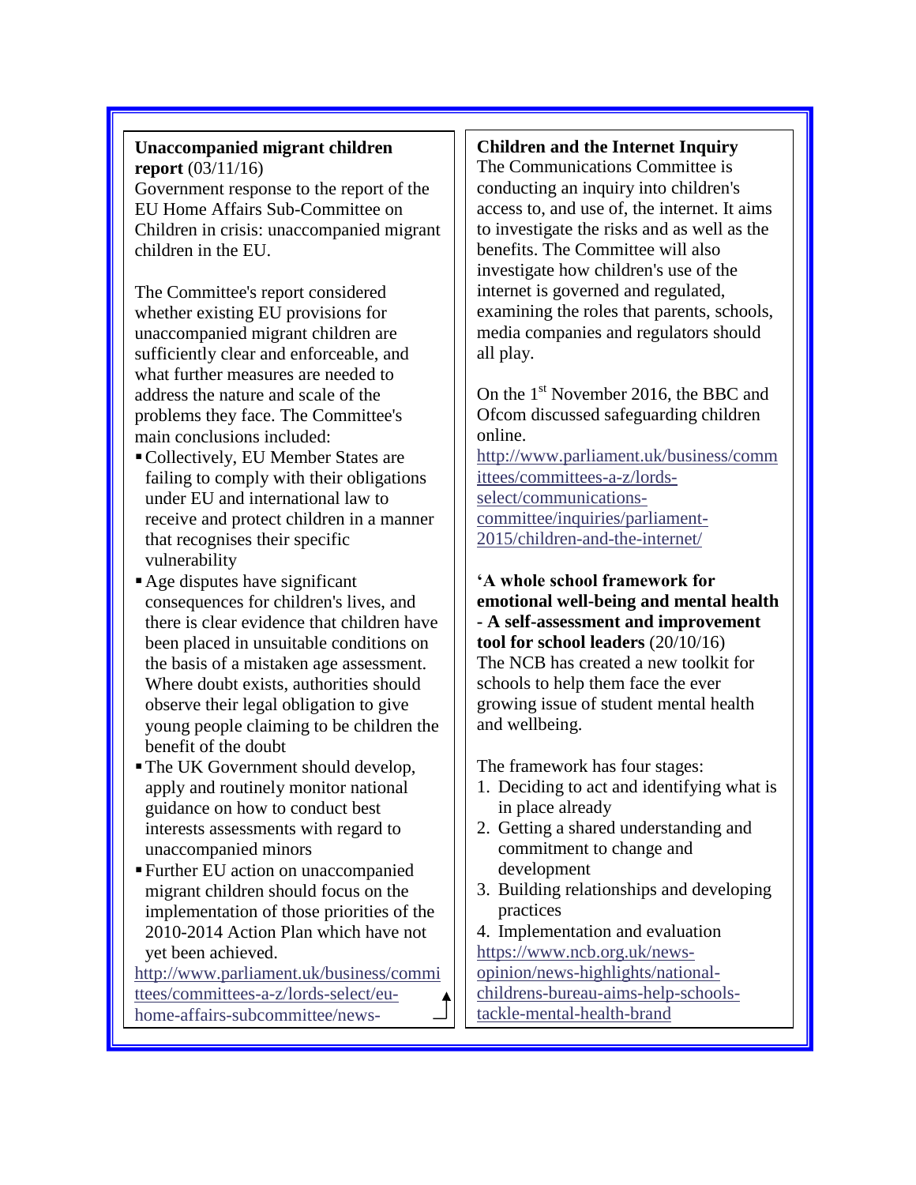**Unaccompanied migrant children report** (03/11/16)
Government response to the report of the EU Home Affairs Sub-Committee on Children in crisis: unaccompanied migrant children in the EU.

The Committee's report considered whether existing EU provisions for unaccompanied migrant children are sufficiently clear and enforceable, and what further measures are needed to address the nature and scale of the problems they face. The Committee's main conclusions included:

- Collectively, EU Member States are failing to comply with their obligations under EU and international law to receive and protect children in a manner that recognises their specific vulnerability
- Age disputes have significant consequences for children's lives, and there is clear evidence that children have been placed in unsuitable conditions on the basis of a mistaken age assessment. Where doubt exists, authorities should observe their legal obligation to give young people claiming to be children the benefit of the doubt
- The UK Government should develop, apply and routinely monitor national guidance on how to conduct best interests assessments with regard to unaccompanied minors
- Further EU action on unaccompanied migrant children should focus on the implementation of those priorities of the 2010-2014 Action Plan which have not yet been achieved.

http://www.parliament.uk/business/committees/committees-a-z/lords-select/eu-home-affairs-subcommittee/news-

**Children and the Internet Inquiry**
The Communications Committee is conducting an inquiry into children's access to, and use of, the internet. It aims to investigate the risks and as well as the benefits. The Committee will also investigate how children's use of the internet is governed and regulated, examining the roles that parents, schools, media companies and regulators should all play.

On the 1st November 2016, the BBC and Ofcom discussed safeguarding children online.
http://www.parliament.uk/business/committees/committees-a-z/lords-select/communications-committee/inquiries/parliament-2015/children-and-the-internet/

**'A whole school framework for emotional well-being and mental health - A self-assessment and improvement tool for school leaders** (20/10/16)
The NCB has created a new toolkit for schools to help them face the ever growing issue of student mental health and wellbeing.

The framework has four stages:

1. Deciding to act and identifying what is in place already
2. Getting a shared understanding and commitment to change and development
3. Building relationships and developing practices
4. Implementation and evaluation

https://www.ncb.org.uk/news-opinion/news-highlights/national-childrens-bureau-aims-help-schools-tackle-mental-health-brand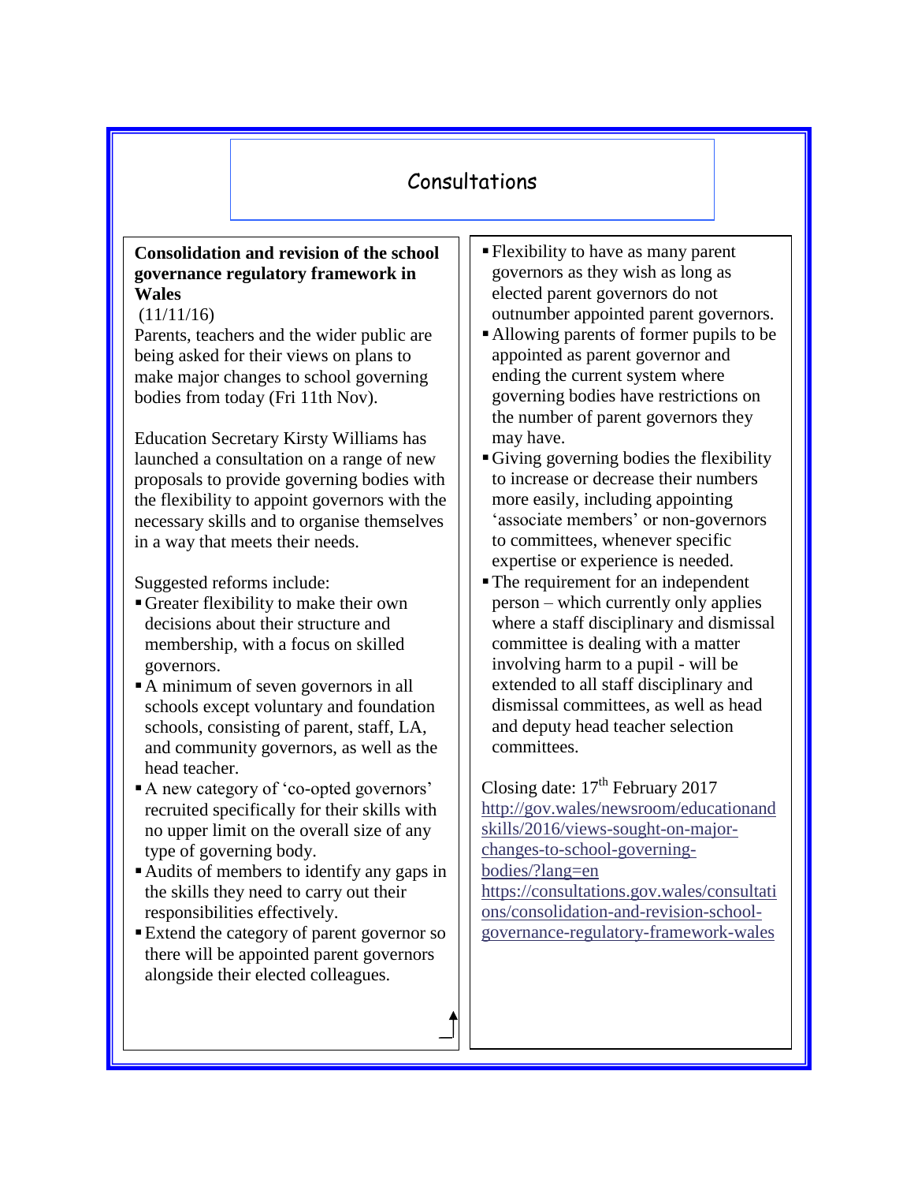# Consultations

**Consolidation and revision of the school governance regulatory framework in Wales**

(11/11/16)

Parents, teachers and the wider public are being asked for their views on plans to make major changes to school governing bodies from today (Fri 11th Nov).

Education Secretary Kirsty Williams has launched a consultation on a range of new proposals to provide governing bodies with the flexibility to appoint governors with the necessary skills and to organise themselves in a way that meets their needs.

Suggested reforms include:

- Greater flexibility to make their own decisions about their structure and membership, with a focus on skilled governors.
- A minimum of seven governors in all schools except voluntary and foundation schools, consisting of parent, staff, LA, and community governors, as well as the head teacher.
- A new category of 'co-opted governors' recruited specifically for their skills with no upper limit on the overall size of any type of governing body.
- Audits of members to identify any gaps in the skills they need to carry out their responsibilities effectively.
- Extend the category of parent governor so there will be appointed parent governors alongside their elected colleagues.
- Flexibility to have as many parent governors as they wish as long as elected parent governors do not outnumber appointed parent governors.
- Allowing parents of former pupils to be appointed as parent governor and ending the current system where governing bodies have restrictions on the number of parent governors they may have.
- Giving governing bodies the flexibility to increase or decrease their numbers more easily, including appointing 'associate members' or non-governors to committees, whenever specific expertise or experience is needed.
- The requirement for an independent person – which currently only applies where a staff disciplinary and dismissal committee is dealing with a matter involving harm to a pupil - will be extended to all staff disciplinary and dismissal committees, as well as head and deputy head teacher selection committees.

Closing date: 17th February 2017

http://gov.wales/newsroom/educationandskills/2016/views-sought-on-major-changes-to-school-governing-bodies/?lang=en

https://consultations.gov.wales/consultations/consolidation-and-revision-school-governance-regulatory-framework-wales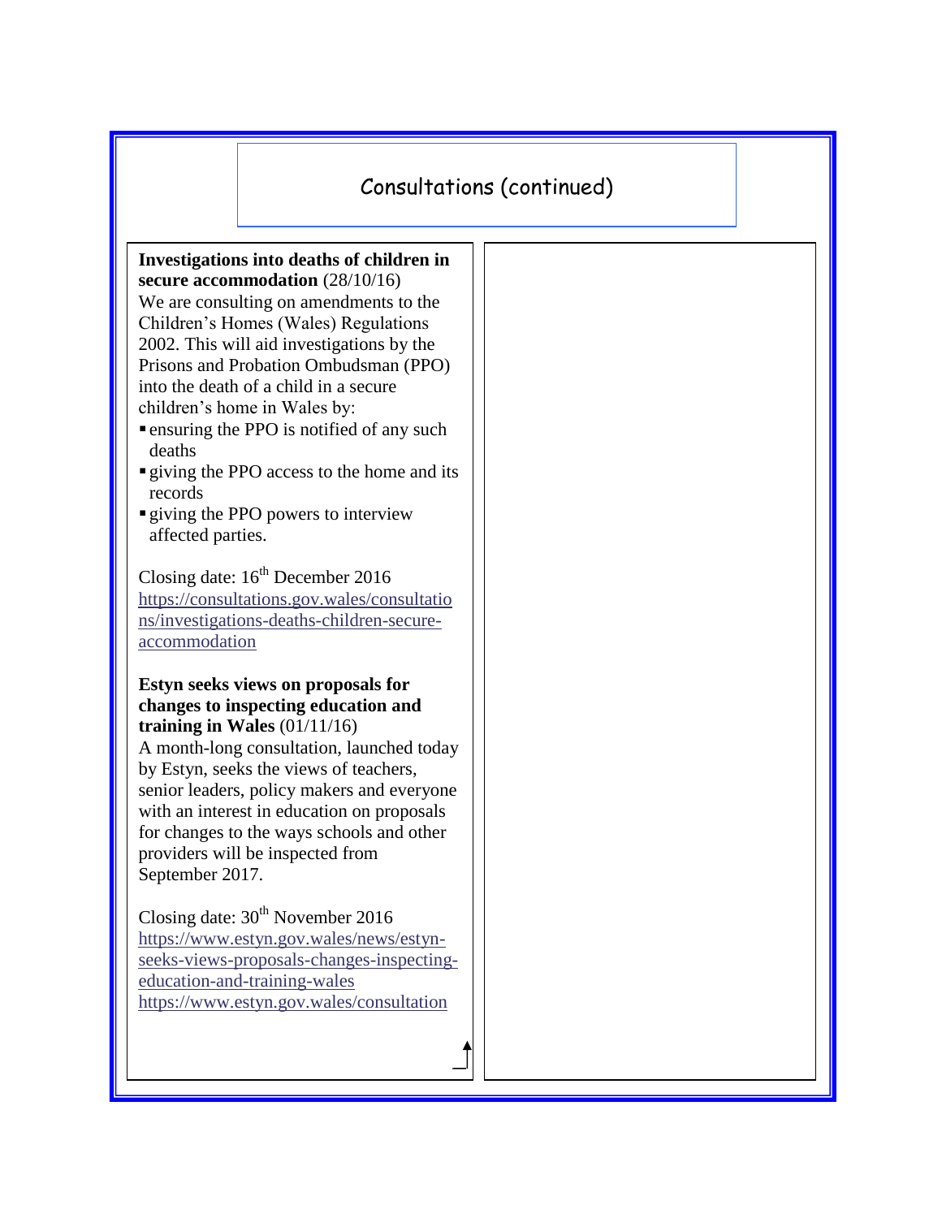# Consultations (continued)

**Investigations into deaths of children in secure accommodation** (28/10/16)
We are consulting on amendments to the Children's Homes (Wales) Regulations 2002. This will aid investigations by the Prisons and Probation Ombudsman (PPO) into the death of a child in a secure children's home in Wales by:

- ensuring the PPO is notified of any such deaths
- giving the PPO access to the home and its records
- giving the PPO powers to interview affected parties.

Closing date: 16th December 2016
https://consultations.gov.wales/consultations/investigations-deaths-children-secure-accommodation

**Estyn seeks views on proposals for changes to inspecting education and training in Wales** (01/11/16)
A month-long consultation, launched today by Estyn, seeks the views of teachers, senior leaders, policy makers and everyone with an interest in education on proposals for changes to the ways schools and other providers will be inspected from September 2017.

Closing date: 30th November 2016
https://www.estyn.gov.wales/news/estyn-seeks-views-proposals-changes-inspecting-education-and-training-wales
https://www.estyn.gov.wales/consultation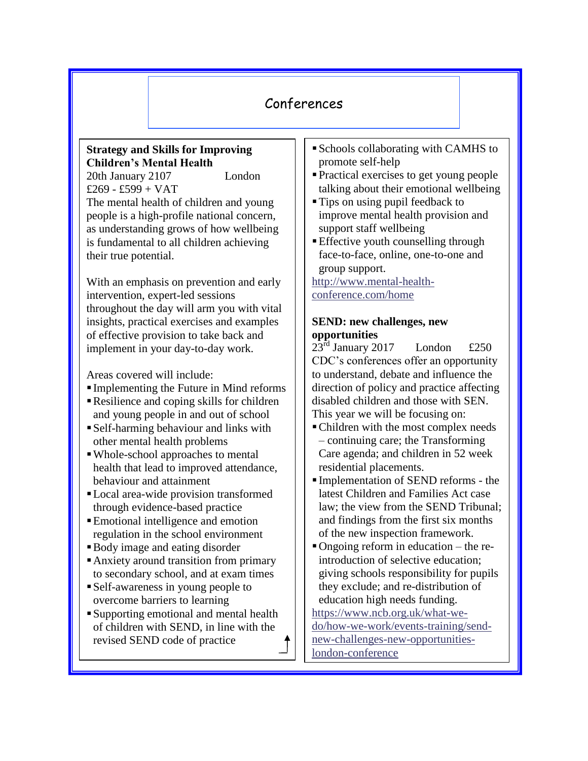# Conferences

**Strategy and Skills for Improving Children's Mental Health**
20th January 2107 London
£269 - £599 + VAT

The mental health of children and young people is a high-profile national concern, as understanding grows of how wellbeing is fundamental to all children achieving their true potential.

With an emphasis on prevention and early intervention, expert-led sessions throughout the day will arm you with vital insights, practical exercises and examples of effective provision to take back and implement in your day-to-day work.

Areas covered will include:

- Implementing the Future in Mind reforms
- Resilience and coping skills for children and young people in and out of school
- Self-harming behaviour and links with other mental health problems
- Whole-school approaches to mental health that lead to improved attendance, behaviour and attainment
- Local area-wide provision transformed through evidence-based practice
- Emotional intelligence and emotion regulation in the school environment
- Body image and eating disorder
- Anxiety around transition from primary to secondary school, and at exam times
- Self-awareness in young people to overcome barriers to learning
- Supporting emotional and mental health of children with SEND, in line with the revised SEND code of practice
- Schools collaborating with CAMHS to promote self-help
- Practical exercises to get young people talking about their emotional wellbeing
- Tips on using pupil feedback to improve mental health provision and support staff wellbeing
- Effective youth counselling through face-to-face, online, one-to-one and group support.

http://www.mental-health-conference.com/home

**SEND: new challenges, new opportunities**
23rd January 2017 London £250

CDC's conferences offer an opportunity to understand, debate and influence the direction of policy and practice affecting disabled children and those with SEN. This year we will be focusing on:

- Children with the most complex needs – continuing care; the Transforming Care agenda; and children in 52 week residential placements.
- Implementation of SEND reforms - the latest Children and Families Act case law; the view from the SEND Tribunal; and findings from the first six months of the new inspection framework.
- Ongoing reform in education – the re-introduction of selective education; giving schools responsibility for pupils they exclude; and re-distribution of education high needs funding.

https://www.ncb.org.uk/what-we-do/how-we-work/events-training/send-new-challenges-new-opportunities-london-conference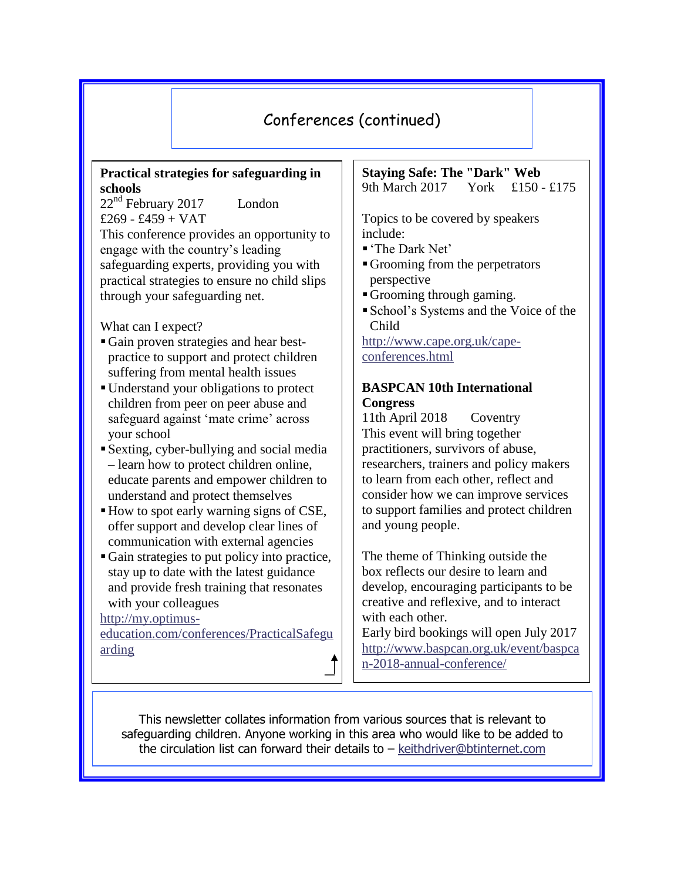# Conferences (continued)

**Practical strategies for safeguarding in schools**

22nd February 2017 London

£269 - £459 + VAT

This conference provides an opportunity to engage with the country's leading safeguarding experts, providing you with practical strategies to ensure no child slips through your safeguarding net.

What can I expect?

- Gain proven strategies and hear best-practice to support and protect children suffering from mental health issues
- Understand your obligations to protect children from peer on peer abuse and safeguard against 'mate crime' across your school
- Sexting, cyber-bullying and social media – learn how to protect children online, educate parents and empower children to understand and protect themselves
- How to spot early warning signs of CSE, offer support and develop clear lines of communication with external agencies
- Gain strategies to put policy into practice, stay up to date with the latest guidance and provide fresh training that resonates with your colleagues

http://my.optimus-education.com/conferences/PracticalSafeguarding

**Staying Safe: The "Dark" Web**

9th March 2017 York £150 - £175

Topics to be covered by speakers include:

- 'The Dark Net'
- Grooming from the perpetrators perspective
- Grooming through gaming.
- School's Systems and the Voice of the Child

http://www.cape.org.uk/cape-conferences.html

**BASPCAN 10th International Congress**

11th April 2018 Coventry

This event will bring together practitioners, survivors of abuse, researchers, trainers and policy makers to learn from each other, reflect and consider how we can improve services to support families and protect children and young people.

The theme of Thinking outside the box reflects our desire to learn and develop, encouraging participants to be creative and reflexive, and to interact with each other.

Early bird bookings will open July 2017

http://www.baspcan.org.uk/event/baspcan-2018-annual-conference/

This newsletter collates information from various sources that is relevant to safeguarding children. Anyone working in this area who would like to be added to the circulation list can forward their details to – keithdriver@btinternet.com